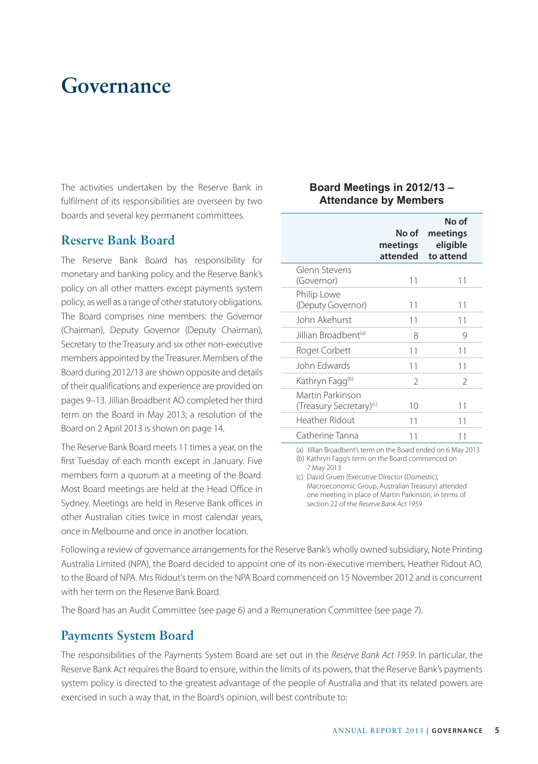# Governance

The activities undertaken by the Reserve Bank in fulfilment of its responsibilities are overseen by two boards and several key permanent committees.

## Reserve Bank Board

The Reserve Bank Board has responsibility for monetary and banking policy and the Reserve Bank's policy on all other matters except payments system policy, as well as a range of other statutory obligations. The Board comprises nine members: the Governor (Chairman), Deputy Governor (Deputy Chairman), Secretary to the Treasury and six other non-executive members appointed by the Treasurer. Members of the Board during 2012/13 are shown opposite and details of their qualifications and experience are provided on pages 9–13. Jillian Broadbent AO completed her third term on the Board in May 2013; a resolution of the Board on 2 April 2013 is shown on page 14.

The Reserve Bank Board meets 11 times a year, on the first Tuesday of each month except in January. Five members form a quorum at a meeting of the Board. Most Board meetings are held at the Head Office in Sydney. Meetings are held in Reserve Bank offices in other Australian cities twice in most calendar years, once in Melbourne and once in another location.

**Board Meetings in 2012/13 – Attendance by Members**

| | No of meetings attended | No of meetings eligible to attend |
|---|---|---|
| Glenn Stevens (Governor) | 11 | 11 |
| Philip Lowe (Deputy Governor) | 11 | 11 |
| John Akehurst | 11 | 11 |
| Jillian Broadbent[(a)] | 8 | 9 |
| Roger Corbett | 11 | 11 |
| John Edwards | 11 | 11 |
| Kathryn Fagg[(b)] | 2 | 2 |
| Martin Parkinson (Treasury Secretary)[(c)] | 10 | 11 |
| Heather Ridout | 11 | 11 |
| Catherine Tanna | 11 | 11 |

(a) Jillian Broadbent's term on the Board ended on 6 May 2013

(b) Kathryn Fagg's term on the Board commenced on 7 May 2013

(c) David Gruen (Executive Director (Domestic), Macroeconomic Group, Australian Treasury) attended one meeting in place of Martin Parkinson, in terms of section 22 of the *Reserve Bank Act 1959*

Following a review of governance arrangements for the Reserve Bank's wholly owned subsidiary, Note Printing Australia Limited (NPA), the Board decided to appoint one of its non-executive members, Heather Ridout AO, to the Board of NPA. Mrs Ridout's term on the NPA Board commenced on 15 November 2012 and is concurrent with her term on the Reserve Bank Board.

The Board has an Audit Committee (see page 6) and a Remuneration Committee (see page 7).

## Payments System Board

The responsibilities of the Payments System Board are set out in the *Reserve Bank Act 1959*. In particular, the Reserve Bank Act requires the Board to ensure, within the limits of its powers, that the Reserve Bank's payments system policy is directed to the greatest advantage of the people of Australia and that its related powers are exercised in such a way that, in the Board's opinion, will best contribute to: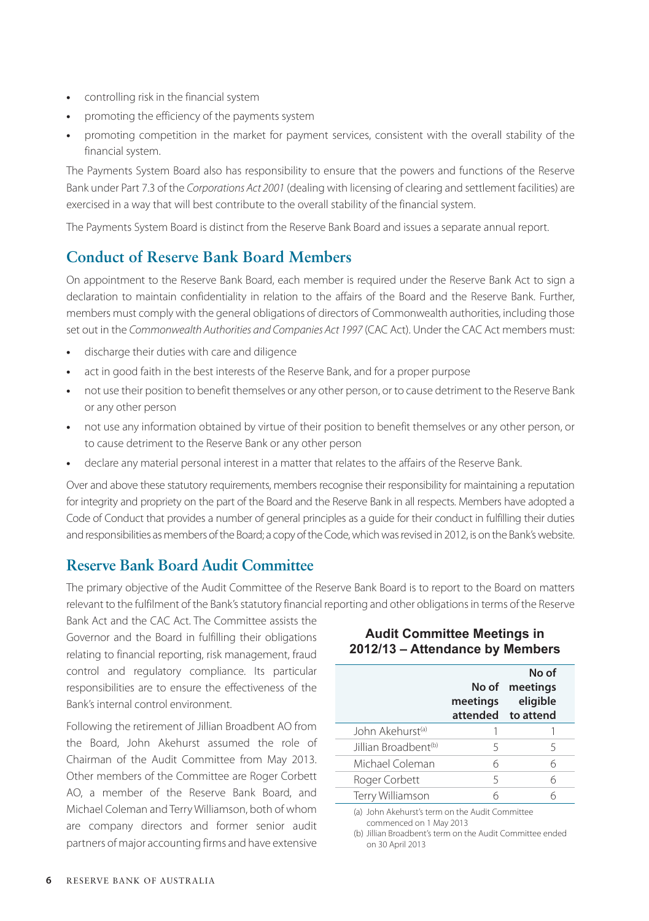- controlling risk in the financial system
- promoting the efficiency of the payments system
- promoting competition in the market for payment services, consistent with the overall stability of the financial system.

The Payments System Board also has responsibility to ensure that the powers and functions of the Reserve Bank under Part 7.3 of the *Corporations Act 2001* (dealing with licensing of clearing and settlement facilities) are exercised in a way that will best contribute to the overall stability of the financial system.

The Payments System Board is distinct from the Reserve Bank Board and issues a separate annual report.

## Conduct of Reserve Bank Board Members

On appointment to the Reserve Bank Board, each member is required under the Reserve Bank Act to sign a declaration to maintain confidentiality in relation to the affairs of the Board and the Reserve Bank. Further, members must comply with the general obligations of directors of Commonwealth authorities, including those set out in the *Commonwealth Authorities and Companies Act 1997* (CAC Act). Under the CAC Act members must:

- discharge their duties with care and diligence
- act in good faith in the best interests of the Reserve Bank, and for a proper purpose
- not use their position to benefit themselves or any other person, or to cause detriment to the Reserve Bank or any other person
- not use any information obtained by virtue of their position to benefit themselves or any other person, or to cause detriment to the Reserve Bank or any other person
- declare any material personal interest in a matter that relates to the affairs of the Reserve Bank.

Over and above these statutory requirements, members recognise their responsibility for maintaining a reputation for integrity and propriety on the part of the Board and the Reserve Bank in all respects. Members have adopted a Code of Conduct that provides a number of general principles as a guide for their conduct in fulfilling their duties and responsibilities as members of the Board; a copy of the Code, which was revised in 2012, is on the Bank's website.

## Reserve Bank Board Audit Committee

The primary objective of the Audit Committee of the Reserve Bank Board is to report to the Board on matters relevant to the fulfilment of the Bank's statutory financial reporting and other obligations in terms of the Reserve Bank Act and the CAC Act. The Committee assists the Governor and the Board in fulfilling their obligations relating to financial reporting, risk management, fraud control and regulatory compliance. Its particular responsibilities are to ensure the effectiveness of the Bank's internal control environment.

Following the retirement of Jillian Broadbent AO from the Board, John Akehurst assumed the role of Chairman of the Audit Committee from May 2013. Other members of the Committee are Roger Corbett AO, a member of the Reserve Bank Board, and Michael Coleman and Terry Williamson, both of whom are company directors and former senior audit partners of major accounting firms and have extensive

**Audit Committee Meetings in 2012/13 – Attendance by Members**

| | No of meetings attended | No of meetings eligible to attend |
|---|---|---|
| John Akehurst[(a)] | 1 | 1 |
| Jillian Broadbent[(b)] | 5 | 5 |
| Michael Coleman | 6 | 6 |
| Roger Corbett | 5 | 6 |
| Terry Williamson | 6 | 6 |

(a) John Akehurst's term on the Audit Committee commenced on 1 May 2013

(b) Jillian Broadbent's term on the Audit Committee ended on 30 April 2013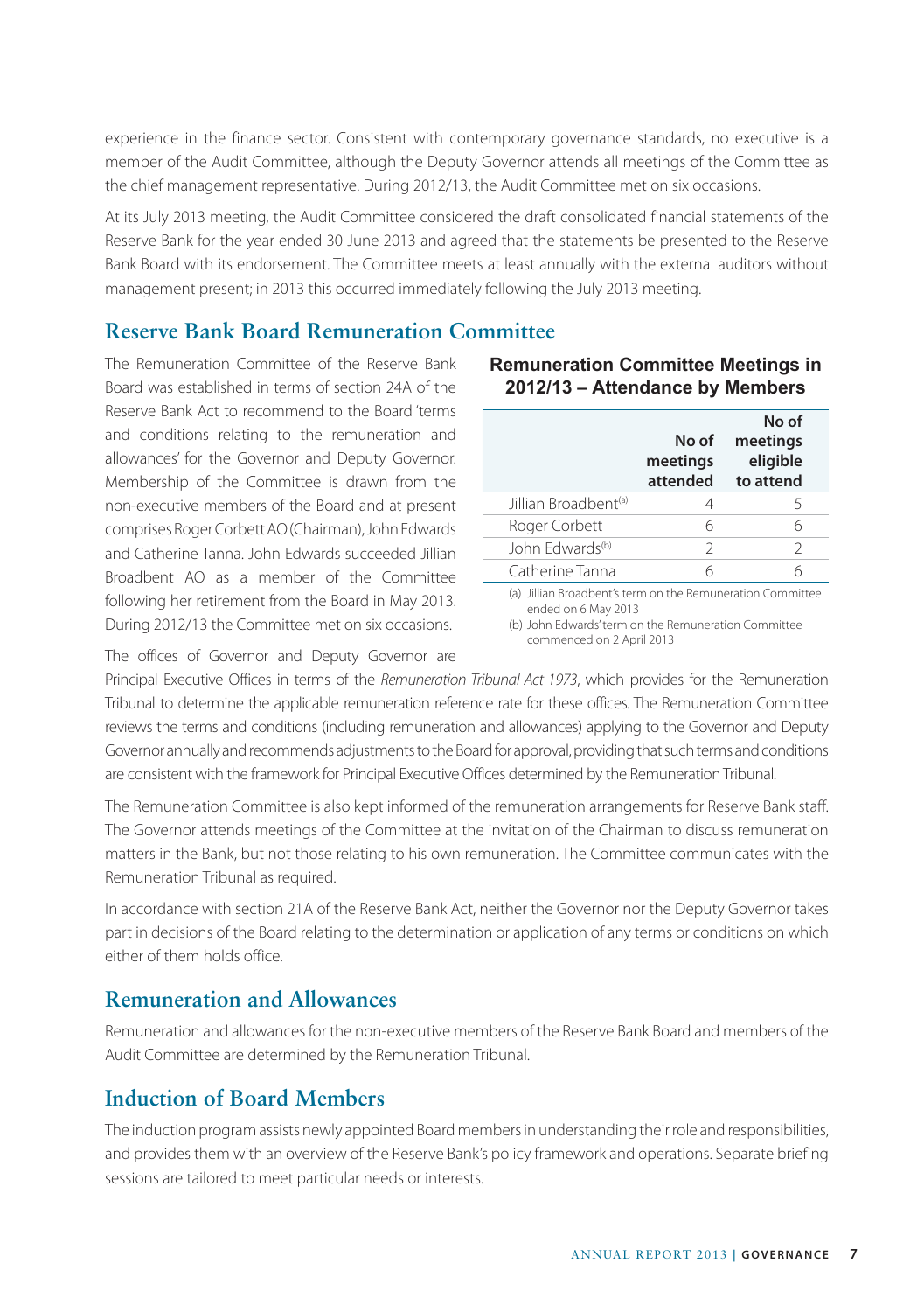experience in the finance sector. Consistent with contemporary governance standards, no executive is a member of the Audit Committee, although the Deputy Governor attends all meetings of the Committee as the chief management representative. During 2012/13, the Audit Committee met on six occasions.

At its July 2013 meeting, the Audit Committee considered the draft consolidated financial statements of the Reserve Bank for the year ended 30 June 2013 and agreed that the statements be presented to the Reserve Bank Board with its endorsement. The Committee meets at least annually with the external auditors without management present; in 2013 this occurred immediately following the July 2013 meeting.

## Reserve Bank Board Remuneration Committee

The Remuneration Committee of the Reserve Bank Board was established in terms of section 24A of the Reserve Bank Act to recommend to the Board 'terms and conditions relating to the remuneration and allowances' for the Governor and Deputy Governor. Membership of the Committee is drawn from the non-executive members of the Board and at present comprises Roger Corbett AO (Chairman), John Edwards and Catherine Tanna. John Edwards succeeded Jillian Broadbent AO as a member of the Committee following her retirement from the Board in May 2013. During 2012/13 the Committee met on six occasions.

**Remuneration Committee Meetings in 2012/13 – Attendance by Members**

| | No of meetings attended | No of meetings eligible to attend |
|---|---|---|
| Jillian Broadbent[(a)] | 4 | 5 |
| Roger Corbett | 6 | 6 |
| John Edwards[(b)] | 2 | 2 |
| Catherine Tanna | 6 | 6 |

(a) Jillian Broadbent's term on the Remuneration Committee ended on 6 May 2013

(b) John Edwards' term on the Remuneration Committee commenced on 2 April 2013

The offices of Governor and Deputy Governor are Principal Executive Offices in terms of the *Remuneration Tribunal Act 1973*, which provides for the Remuneration Tribunal to determine the applicable remuneration reference rate for these offices. The Remuneration Committee reviews the terms and conditions (including remuneration and allowances) applying to the Governor and Deputy Governor annually and recommends adjustments to the Board for approval, providing that such terms and conditions are consistent with the framework for Principal Executive Offices determined by the Remuneration Tribunal.

The Remuneration Committee is also kept informed of the remuneration arrangements for Reserve Bank staff. The Governor attends meetings of the Committee at the invitation of the Chairman to discuss remuneration matters in the Bank, but not those relating to his own remuneration. The Committee communicates with the Remuneration Tribunal as required.

In accordance with section 21A of the Reserve Bank Act, neither the Governor nor the Deputy Governor takes part in decisions of the Board relating to the determination or application of any terms or conditions on which either of them holds office.

## Remuneration and Allowances

Remuneration and allowances for the non-executive members of the Reserve Bank Board and members of the Audit Committee are determined by the Remuneration Tribunal.

## Induction of Board Members

The induction program assists newly appointed Board members in understanding their role and responsibilities, and provides them with an overview of the Reserve Bank's policy framework and operations. Separate briefing sessions are tailored to meet particular needs or interests.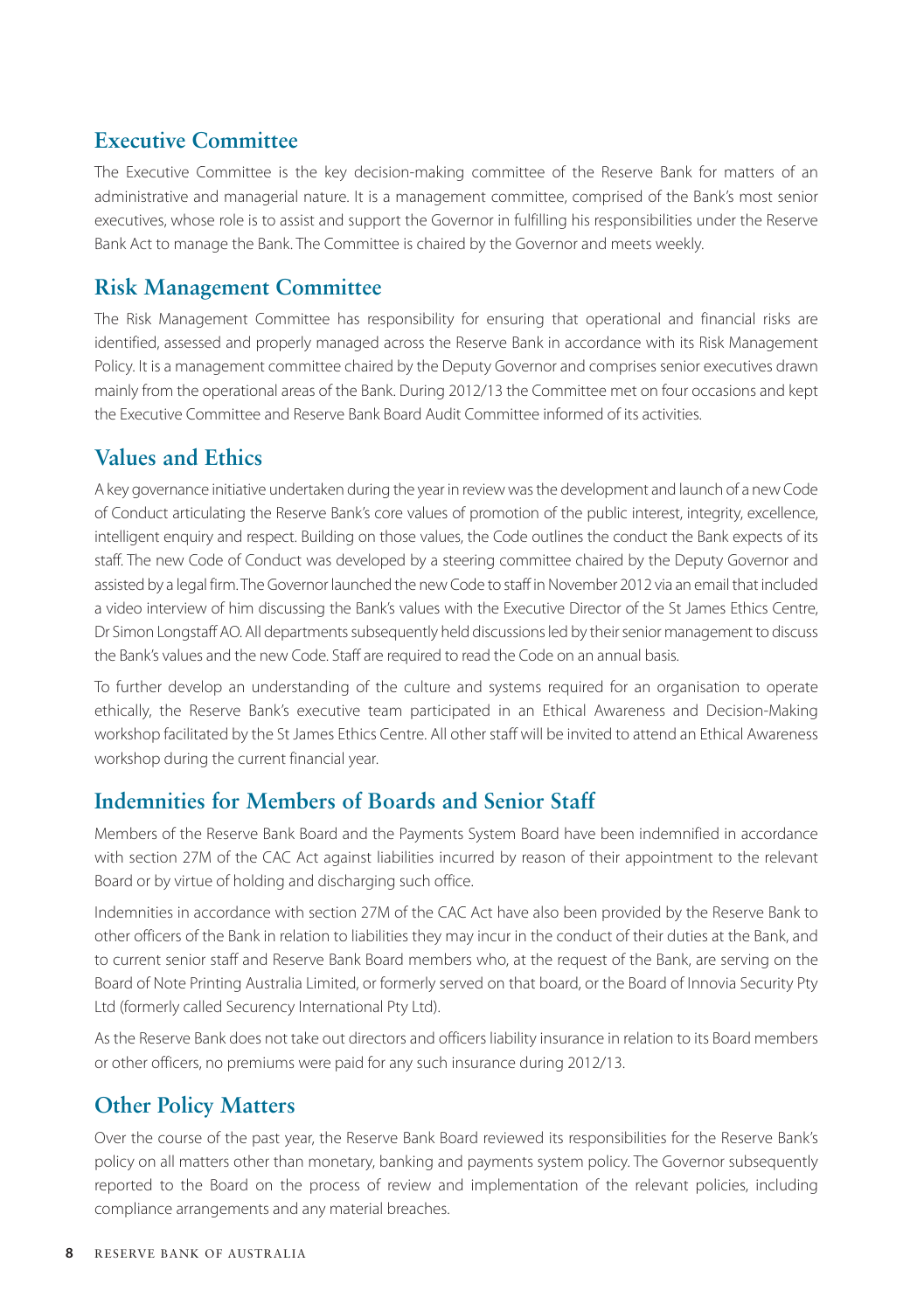## Executive Committee

The Executive Committee is the key decision-making committee of the Reserve Bank for matters of an administrative and managerial nature. It is a management committee, comprised of the Bank's most senior executives, whose role is to assist and support the Governor in fulfilling his responsibilities under the Reserve Bank Act to manage the Bank. The Committee is chaired by the Governor and meets weekly.

## Risk Management Committee

The Risk Management Committee has responsibility for ensuring that operational and financial risks are identified, assessed and properly managed across the Reserve Bank in accordance with its Risk Management Policy. It is a management committee chaired by the Deputy Governor and comprises senior executives drawn mainly from the operational areas of the Bank. During 2012/13 the Committee met on four occasions and kept the Executive Committee and Reserve Bank Board Audit Committee informed of its activities.

## Values and Ethics

A key governance initiative undertaken during the year in review was the development and launch of a new Code of Conduct articulating the Reserve Bank's core values of promotion of the public interest, integrity, excellence, intelligent enquiry and respect. Building on those values, the Code outlines the conduct the Bank expects of its staff. The new Code of Conduct was developed by a steering committee chaired by the Deputy Governor and assisted by a legal firm. The Governor launched the new Code to staff in November 2012 via an email that included a video interview of him discussing the Bank's values with the Executive Director of the St James Ethics Centre, Dr Simon Longstaff AO. All departments subsequently held discussions led by their senior management to discuss the Bank's values and the new Code. Staff are required to read the Code on an annual basis.

To further develop an understanding of the culture and systems required for an organisation to operate ethically, the Reserve Bank's executive team participated in an Ethical Awareness and Decision-Making workshop facilitated by the St James Ethics Centre. All other staff will be invited to attend an Ethical Awareness workshop during the current financial year.

## Indemnities for Members of Boards and Senior Staff

Members of the Reserve Bank Board and the Payments System Board have been indemnified in accordance with section 27M of the CAC Act against liabilities incurred by reason of their appointment to the relevant Board or by virtue of holding and discharging such office.

Indemnities in accordance with section 27M of the CAC Act have also been provided by the Reserve Bank to other officers of the Bank in relation to liabilities they may incur in the conduct of their duties at the Bank, and to current senior staff and Reserve Bank Board members who, at the request of the Bank, are serving on the Board of Note Printing Australia Limited, or formerly served on that board, or the Board of Innovia Security Pty Ltd (formerly called Securency International Pty Ltd).

As the Reserve Bank does not take out directors and officers liability insurance in relation to its Board members or other officers, no premiums were paid for any such insurance during 2012/13.

## Other Policy Matters

Over the course of the past year, the Reserve Bank Board reviewed its responsibilities for the Reserve Bank's policy on all matters other than monetary, banking and payments system policy. The Governor subsequently reported to the Board on the process of review and implementation of the relevant policies, including compliance arrangements and any material breaches.